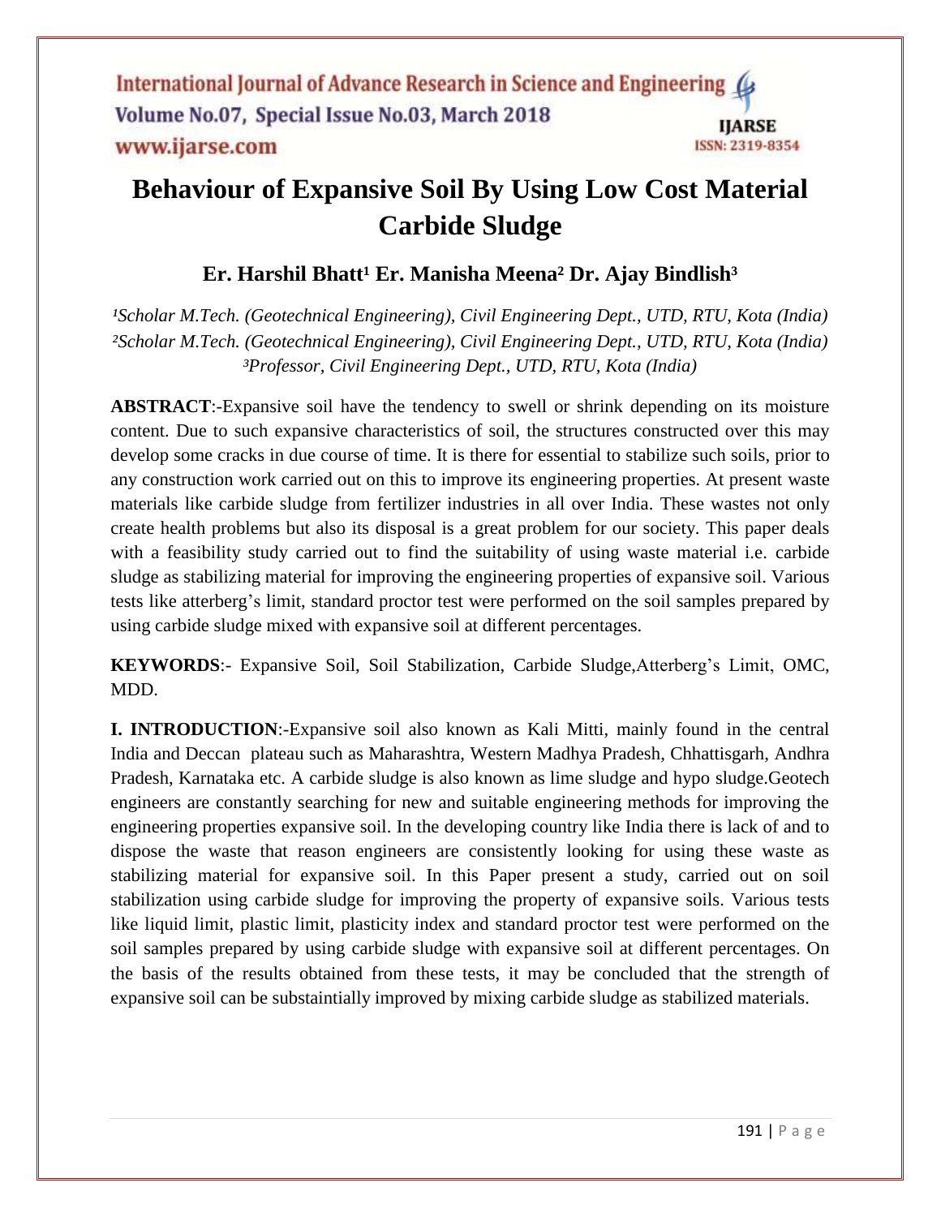# Behaviour of Expansive Soil By Using Low Cost Material Carbide Sludge

## Er. Harshil Bhatt[1] Er. Manisha Meena[2] Dr. Ajay Bindlish[3]

*[1]Scholar M.Tech. (Geotechnical Engineering), Civil Engineering Dept., UTD, RTU, Kota (India)*
*[2]Scholar M.Tech. (Geotechnical Engineering), Civil Engineering Dept., UTD, RTU, Kota (India)*
*[3]Professor, Civil Engineering Dept., UTD, RTU, Kota (India)*

**ABSTRACT**:-Expansive soil have the tendency to swell or shrink depending on its moisture content. Due to such expansive characteristics of soil, the structures constructed over this may develop some cracks in due course of time. It is there for essential to stabilize such soils, prior to any construction work carried out on this to improve its engineering properties. At present waste materials like carbide sludge from fertilizer industries in all over India. These wastes not only create health problems but also its disposal is a great problem for our society. This paper deals with a feasibility study carried out to find the suitability of using waste material i.e. carbide sludge as stabilizing material for improving the engineering properties of expansive soil. Various tests like atterberg's limit, standard proctor test were performed on the soil samples prepared by using carbide sludge mixed with expansive soil at different percentages.

**KEYWORDS**:- Expansive Soil, Soil Stabilization, Carbide Sludge,Atterberg's Limit, OMC, MDD.

**I. INTRODUCTION**:-Expansive soil also known as Kali Mitti, mainly found in the central India and Deccan plateau such as Maharashtra, Western Madhya Pradesh, Chhattisgarh, Andhra Pradesh, Karnataka etc. A carbide sludge is also known as lime sludge and hypo sludge.Geotech engineers are constantly searching for new and suitable engineering methods for improving the engineering properties expansive soil. In the developing country like India there is lack of and to dispose the waste that reason engineers are consistently looking for using these waste as stabilizing material for expansive soil. In this Paper present a study, carried out on soil stabilization using carbide sludge for improving the property of expansive soils. Various tests like liquid limit, plastic limit, plasticity index and standard proctor test were performed on the soil samples prepared by using carbide sludge with expansive soil at different percentages. On the basis of the results obtained from these tests, it may be concluded that the strength of expansive soil can be substaintially improved by mixing carbide sludge as stabilized materials.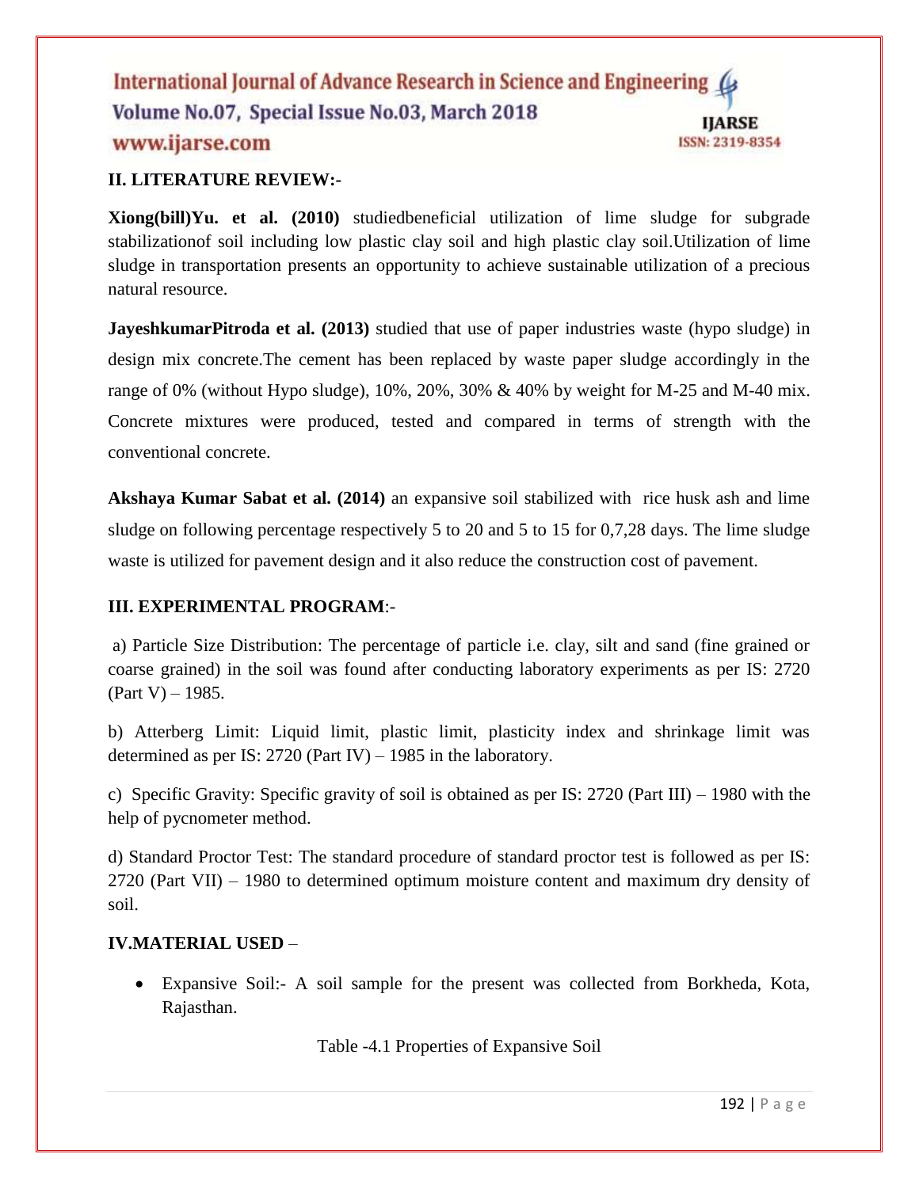## II. LITERATURE REVIEW:-

**Xiong(bill)Yu. et al. (2010)** studiedbeneficial utilization of lime sludge for subgrade stabilizationof soil including low plastic clay soil and high plastic clay soil.Utilization of lime sludge in transportation presents an opportunity to achieve sustainable utilization of a precious natural resource.

**JayeshkumarPitroda et al. (2013)** studied that use of paper industries waste (hypo sludge) in design mix concrete.The cement has been replaced by waste paper sludge accordingly in the range of 0% (without Hypo sludge), 10%, 20%, 30% & 40% by weight for M-25 and M-40 mix. Concrete mixtures were produced, tested and compared in terms of strength with the conventional concrete.

**Akshaya Kumar Sabat et al. (2014)** an expansive soil stabilized with rice husk ash and lime sludge on following percentage respectively 5 to 20 and 5 to 15 for 0,7,28 days. The lime sludge waste is utilized for pavement design and it also reduce the construction cost of pavement.

## III. EXPERIMENTAL PROGRAM:-

a) Particle Size Distribution: The percentage of particle i.e. clay, silt and sand (fine grained or coarse grained) in the soil was found after conducting laboratory experiments as per IS: 2720 (Part V) – 1985.

b) Atterberg Limit: Liquid limit, plastic limit, plasticity index and shrinkage limit was determined as per IS: 2720 (Part IV) – 1985 in the laboratory.

c) Specific Gravity: Specific gravity of soil is obtained as per IS: 2720 (Part III) – 1980 with the help of pycnometer method.

d) Standard Proctor Test: The standard procedure of standard proctor test is followed as per IS: 2720 (Part VII) – 1980 to determined optimum moisture content and maximum dry density of soil.

## IV.MATERIAL USED –

- Expansive Soil:- A soil sample for the present was collected from Borkheda, Kota, Rajasthan.

Table -4.1 Properties of Expansive Soil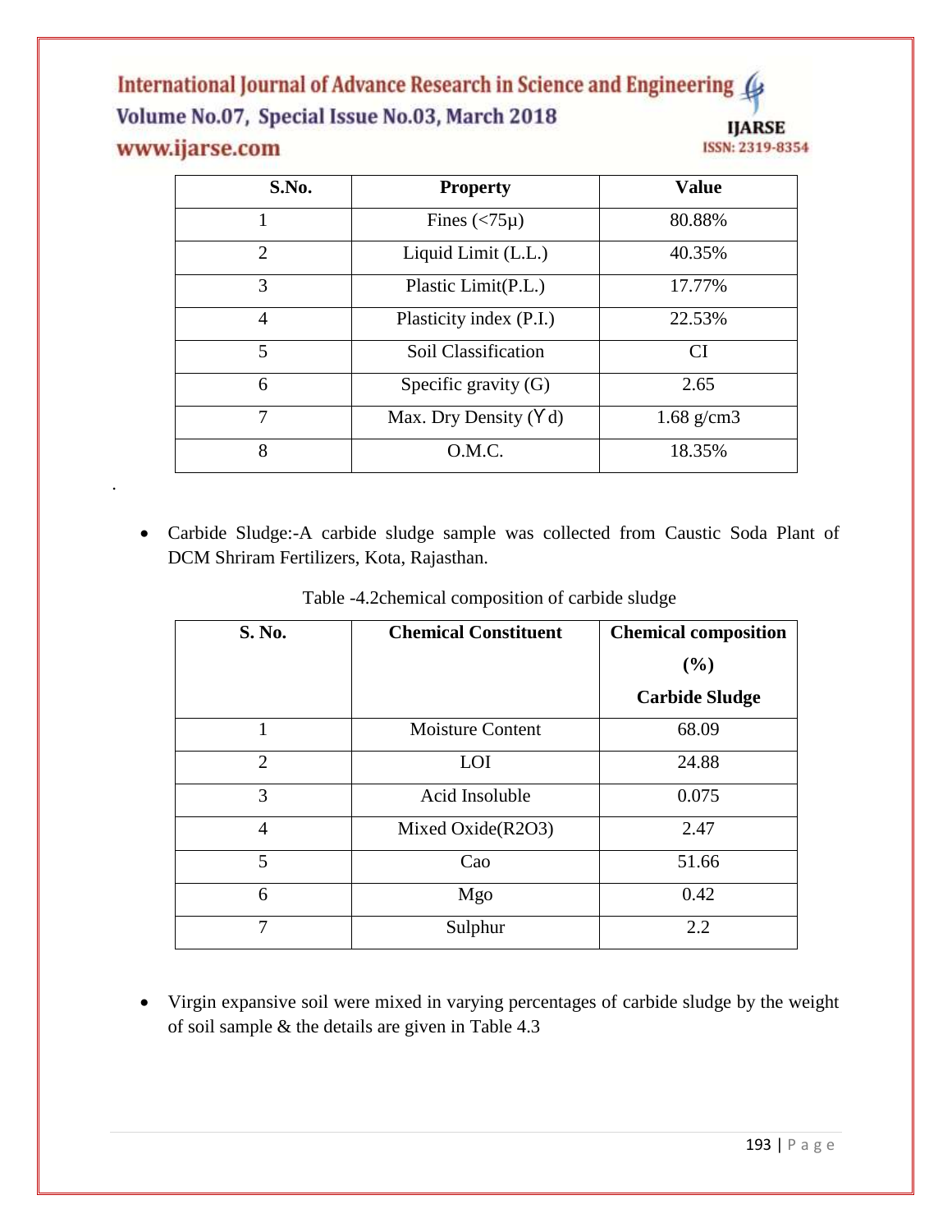| S.No. | Property | Value |
|---|---|---|
| 1 | Fines (<75μ) | 80.88% |
| 2 | Liquid Limit (L.L.) | 40.35% |
| 3 | Plastic Limit(P.L.) | 17.77% |
| 4 | Plasticity index (P.I.) | 22.53% |
| 5 | Soil Classification | CI |
| 6 | Specific gravity (G) | 2.65 |
| 7 | Max. Dry Density ($\gamma_d$) | 1.68 g/cm3 |
| 8 | O.M.C. | 18.35% |

.

- Carbide Sludge:-A carbide sludge sample was collected from Caustic Soda Plant of DCM Shriram Fertilizers, Kota, Rajasthan.

Table -4.2chemical composition of carbide sludge

| S. No. | Chemical Constituent | Chemical composition (%) Carbide Sludge |
|---|---|---|
| 1 | Moisture Content | 68.09 |
| 2 | LOI | 24.88 |
| 3 | Acid Insoluble | 0.075 |
| 4 | Mixed Oxide($R_2O_3$) | 2.47 |
| 5 | Cao | 51.66 |
| 6 | Mgo | 0.42 |
| 7 | Sulphur | 2.2 |

- Virgin expansive soil were mixed in varying percentages of carbide sludge by the weight of soil sample & the details are given in Table 4.3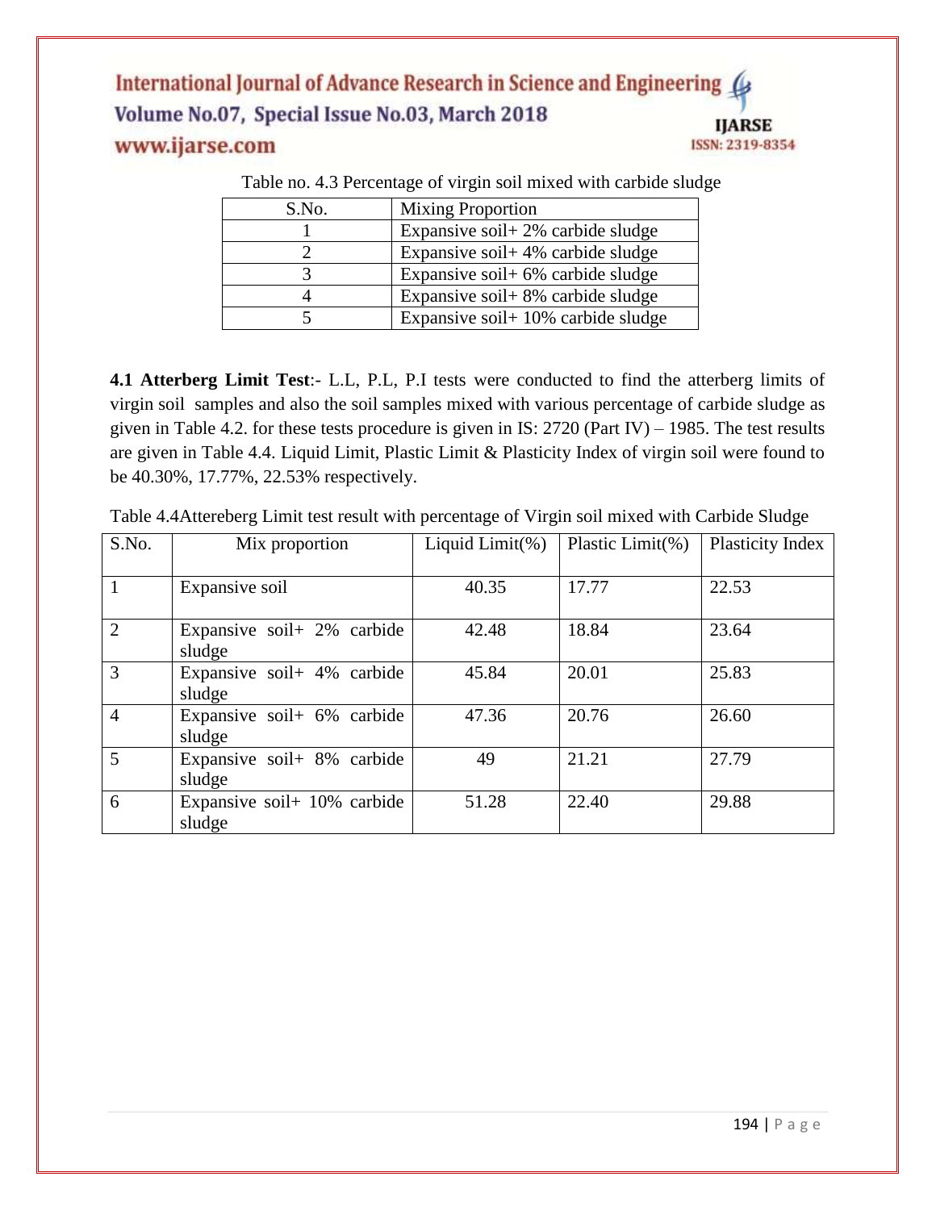Table no. 4.3 Percentage of virgin soil mixed with carbide sludge

| S.No. | Mixing Proportion |
|---|---|
| 1 | Expansive soil+ 2% carbide sludge |
| 2 | Expansive soil+ 4% carbide sludge |
| 3 | Expansive soil+ 6% carbide sludge |
| 4 | Expansive soil+ 8% carbide sludge |
| 5 | Expansive soil+ 10% carbide sludge |

**4.1 Atterberg Limit Test**:- L.L, P.L, P.I tests were conducted to find the atterberg limits of virgin soil samples and also the soil samples mixed with various percentage of carbide sludge as given in Table 4.2. for these tests procedure is given in IS: 2720 (Part IV) – 1985. The test results are given in Table 4.4. Liquid Limit, Plastic Limit & Plasticity Index of virgin soil were found to be 40.30%, 17.77%, 22.53% respectively.

Table 4.4Attereberg Limit test result with percentage of Virgin soil mixed with Carbide Sludge

| S.No. | Mix proportion | Liquid Limit(%) | Plastic Limit(%) | Plasticity Index |
|---|---|---|---|---|
| 1 | Expansive soil | 40.35 | 17.77 | 22.53 |
| 2 | Expansive soil+ 2% carbide sludge | 42.48 | 18.84 | 23.64 |
| 3 | Expansive soil+ 4% carbide sludge | 45.84 | 20.01 | 25.83 |
| 4 | Expansive soil+ 6% carbide sludge | 47.36 | 20.76 | 26.60 |
| 5 | Expansive soil+ 8% carbide sludge | 49 | 21.21 | 27.79 |
| 6 | Expansive soil+ 10% carbide sludge | 51.28 | 22.40 | 29.88 |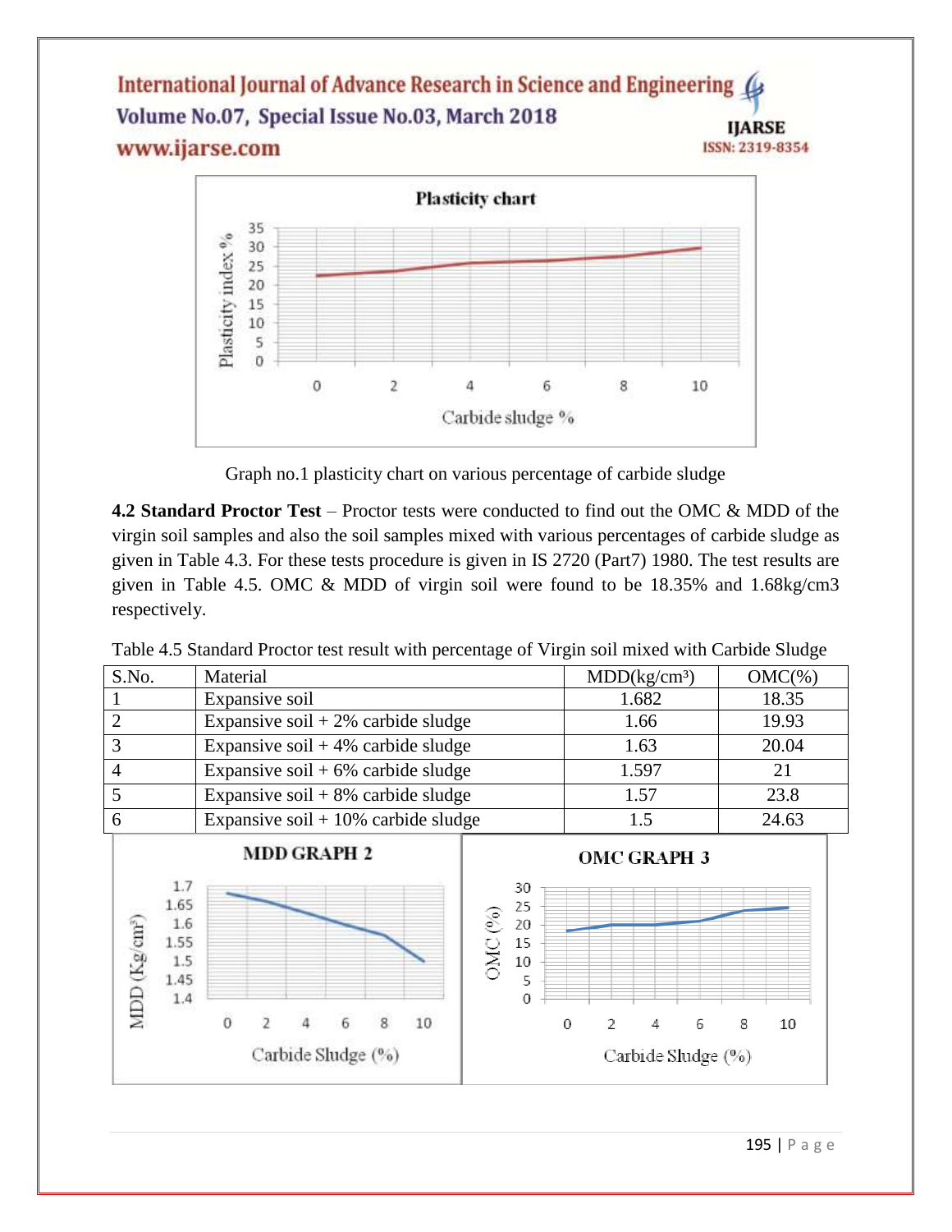Graph no.1 plasticity chart on various percentage of carbide sludge

**4.2 Standard Proctor Test** – Proctor tests were conducted to find out the OMC & MDD of the virgin soil samples and also the soil samples mixed with various percentages of carbide sludge as given in Table 4.3. For these tests procedure is given in IS 2720 (Part7) 1980. The test results are given in Table 4.5. OMC & MDD of virgin soil were found to be 18.35% and 1.68kg/cm3 respectively.

Table 4.5 Standard Proctor test result with percentage of Virgin soil mixed with Carbide Sludge

| S.No. | Material | MDD(kg/cm³) | OMC(%) |
|---|---|---|---|
| 1 | Expansive soil | 1.682 | 18.35 |
| 2 | Expansive soil + 2% carbide sludge | 1.66 | 19.93 |
| 3 | Expansive soil + 4% carbide sludge | 1.63 | 20.04 |
| 4 | Expansive soil + 6% carbide sludge | 1.597 | 21 |
| 5 | Expansive soil + 8% carbide sludge | 1.57 | 23.8 |
| 6 | Expansive soil + 10% carbide sludge | 1.5 | 24.63 |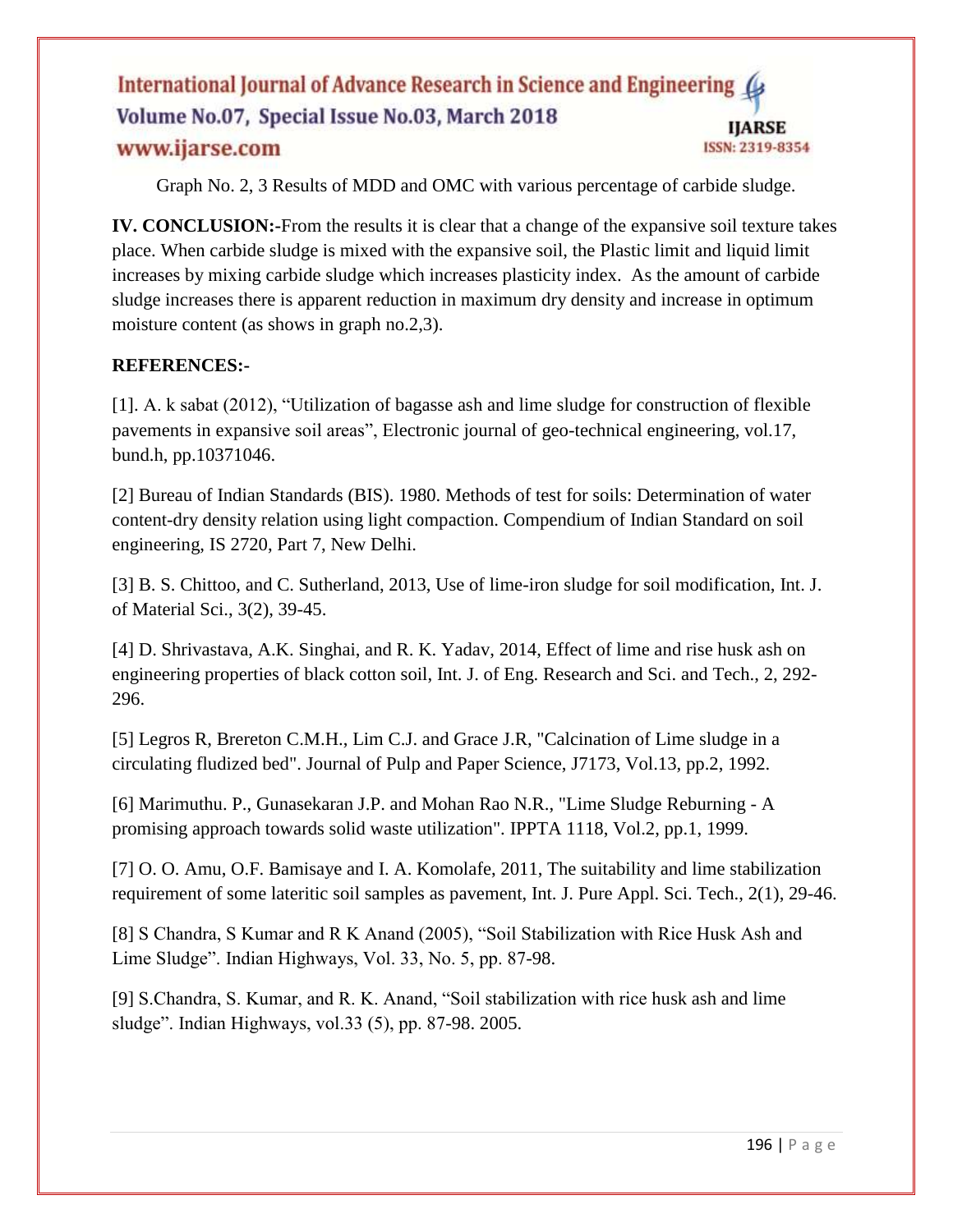Graph No. 2, 3 Results of MDD and OMC with various percentage of carbide sludge.

**IV. CONCLUSION:-**From the results it is clear that a change of the expansive soil texture takes place. When carbide sludge is mixed with the expansive soil, the Plastic limit and liquid limit increases by mixing carbide sludge which increases plasticity index. As the amount of carbide sludge increases there is apparent reduction in maximum dry density and increase in optimum moisture content (as shows in graph no.2,3).

**REFERENCES:-**

[1]. A. k sabat (2012), "Utilization of bagasse ash and lime sludge for construction of flexible pavements in expansive soil areas", Electronic journal of geo-technical engineering, vol.17, bund.h, pp.10371046.

[2] Bureau of Indian Standards (BIS). 1980. Methods of test for soils: Determination of water content-dry density relation using light compaction. Compendium of Indian Standard on soil engineering, IS 2720, Part 7, New Delhi.

[3] B. S. Chittoo, and C. Sutherland, 2013, Use of lime-iron sludge for soil modification, Int. J. of Material Sci., 3(2), 39-45.

[4] D. Shrivastava, A.K. Singhai, and R. K. Yadav, 2014, Effect of lime and rise husk ash on engineering properties of black cotton soil, Int. J. of Eng. Research and Sci. and Tech., 2, 292-296.

[5] Legros R, Brereton C.M.H., Lim C.J. and Grace J.R, "Calcination of Lime sludge in a circulating fludized bed". Journal of Pulp and Paper Science, J7173, Vol.13, pp.2, 1992.

[6] Marimuthu. P., Gunasekaran J.P. and Mohan Rao N.R., "Lime Sludge Reburning - A promising approach towards solid waste utilization". IPPTA 1118, Vol.2, pp.1, 1999.

[7] O. O. Amu, O.F. Bamisaye and I. A. Komolafe, 2011, The suitability and lime stabilization requirement of some lateritic soil samples as pavement, Int. J. Pure Appl. Sci. Tech., 2(1), 29-46.

[8] S Chandra, S Kumar and R K Anand (2005), "Soil Stabilization with Rice Husk Ash and Lime Sludge". Indian Highways, Vol. 33, No. 5, pp. 87-98.

[9] S.Chandra, S. Kumar, and R. K. Anand, "Soil stabilization with rice husk ash and lime sludge". Indian Highways, vol.33 (5), pp. 87-98. 2005.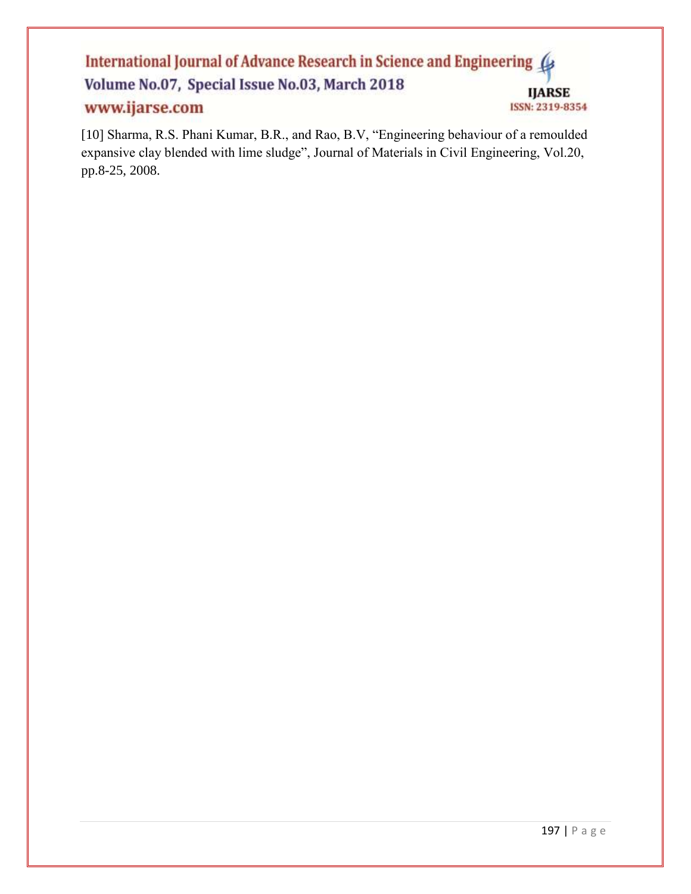[10] Sharma, R.S. Phani Kumar, B.R., and Rao, B.V, "Engineering behaviour of a remoulded expansive clay blended with lime sludge", Journal of Materials in Civil Engineering, Vol.20, pp.8-25, 2008.